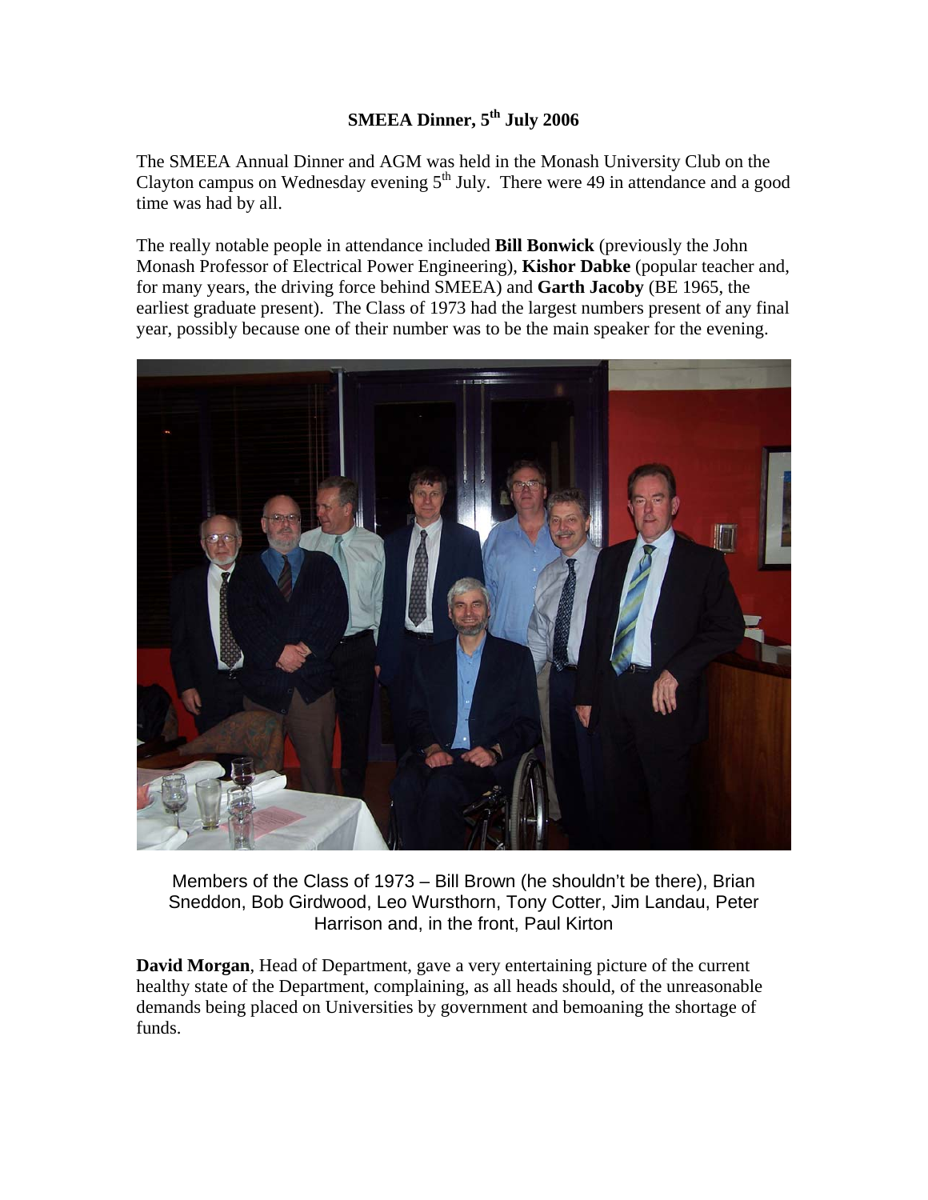**SMEEA Dinner, 5th July 2006**

The SMEEA Annual Dinner and AGM was held in the Monash University Club on the Clayton campus on Wednesday evening 5th July. There were 49 in attendance and a good time was had by all.

The really notable people in attendance included **Bill Bonwick** (previously the John Monash Professor of Electrical Power Engineering), **Kishor Dabke** (popular teacher and, for many years, the driving force behind SMEEA) and **Garth Jacoby** (BE 1965, the earliest graduate present). The Class of 1973 had the largest numbers present of any final year, possibly because one of their number was to be the main speaker for the evening.

Members of the Class of 1973 – Bill Brown (he shouldn't be there), Brian Sneddon, Bob Girdwood, Leo Wursthorn, Tony Cotter, Jim Landau, Peter Harrison and, in the front, Paul Kirton

**David Morgan**, Head of Department, gave a very entertaining picture of the current healthy state of the Department, complaining, as all heads should, of the unreasonable demands being placed on Universities by government and bemoaning the shortage of funds.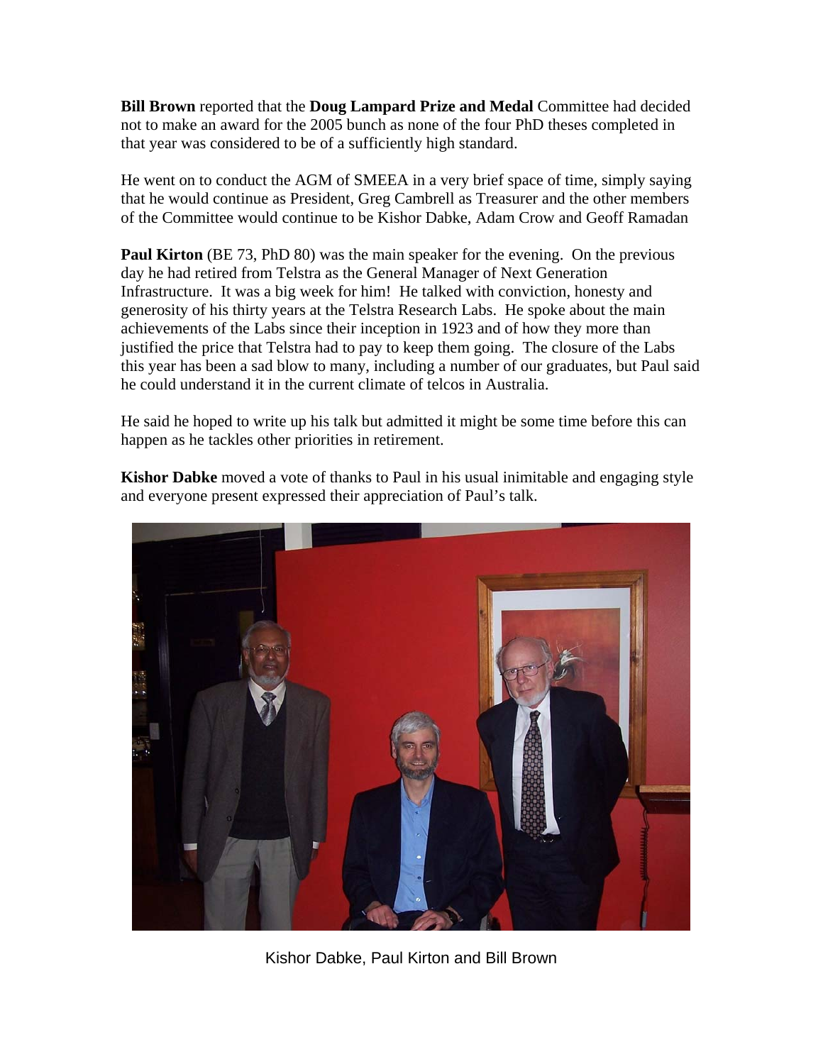**Bill Brown** reported that the **Doug Lampard Prize and Medal** Committee had decided not to make an award for the 2005 bunch as none of the four PhD theses completed in that year was considered to be of a sufficiently high standard.

He went on to conduct the AGM of SMEEA in a very brief space of time, simply saying that he would continue as President, Greg Cambrell as Treasurer and the other members of the Committee would continue to be Kishor Dabke, Adam Crow and Geoff Ramadan

**Paul Kirton** (BE 73, PhD 80) was the main speaker for the evening. On the previous day he had retired from Telstra as the General Manager of Next Generation Infrastructure. It was a big week for him! He talked with conviction, honesty and generosity of his thirty years at the Telstra Research Labs. He spoke about the main achievements of the Labs since their inception in 1923 and of how they more than justified the price that Telstra had to pay to keep them going. The closure of the Labs this year has been a sad blow to many, including a number of our graduates, but Paul said he could understand it in the current climate of telcos in Australia.

He said he hoped to write up his talk but admitted it might be some time before this can happen as he tackles other priorities in retirement.

**Kishor Dabke** moved a vote of thanks to Paul in his usual inimitable and engaging style and everyone present expressed their appreciation of Paul's talk.

Kishor Dabke, Paul Kirton and Bill Brown